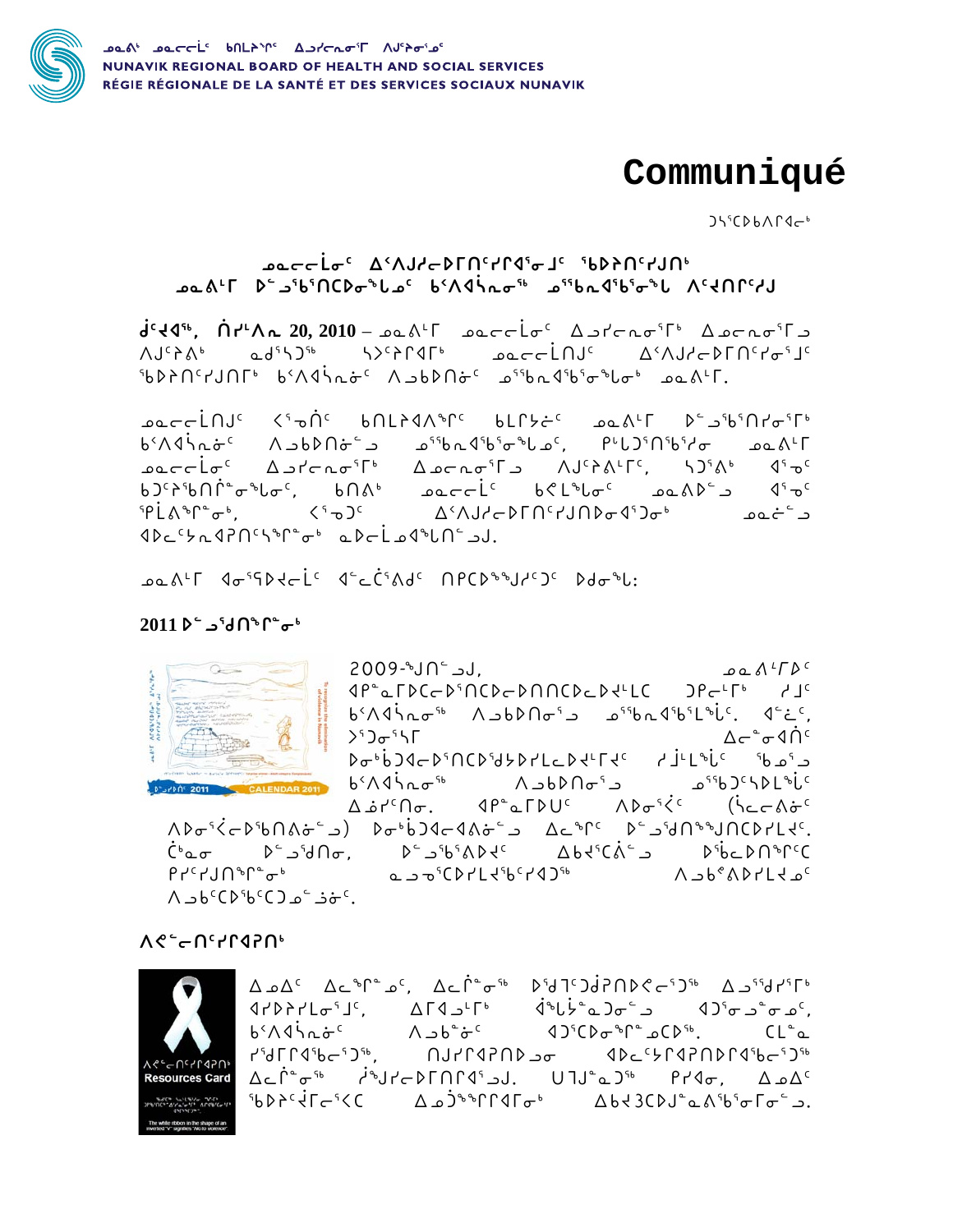ᓄᓇᕕᒃ ᓄᓇᓕᓕᖕᓂ ᑲᑎᒪᔨᕐᓂ ᐃᓗᓯᓕᕆᓂᕐᒥ ᐱᔪᑦᔨᓂᖅᓄᑦ
NUNAVIK REGIONAL BOARD OF HEALTH AND SOCIAL SERVICES
RÉGIE RÉGIONALE DE LA SANTÉ ET DES SERVICES SOCIAUX NUNAVIK

# Communiqué

ᑐᓴᖅᑕᐅᑲᐱᒋᐊᓕᒃ

## ᓄᓇᓕᓕᒫᓂᑦ ᐃᑉᐱᒍᓱᓕᐅᒥᑎᑦᓯᒋᐊᕐᓂᒧᑦ ᖃᐅᔨᑎᑦᓯᒍᑎᒃ ᓄᓇᕕᒻᒥ ᐅᓪᓗᖃᑎᒋᔭᐅᓂᖓᓐᓄᑦ ᑲᐱᐊᕐᓇᓂᖅ ᓅᖃᓇᖅᑲᖅᑕᓂᖓᓐᓂ ᐱᑦᔪᑎᑦᓯᒍᒻ

**ᑰᔾᔪᐊᖅ, ᑏᓯᒻᐱᕆ 20, 2010** – ᓄᓇᕕᒻᒥ ᓄᓇᓕᓕᒫᓂᑦ ᐃᓗᓯᓕᕆᓂᕐᒥᒃ ᐃᓄᓕᕆᓂᕐᒥᓗ ᐱᔪᑦᔨᕕᒃ ᓇᑯᕐᓴᕈᖅ ᓴᐳᑦᔨᒋᐊᒥᒃ ᓄᓇᓕᓕᒫᑎᒍᑦ ᐃᑉᐱᒍᓱᓕᐅᒥᑎᑦᓯᒋᐊᕐᓂᒧᑦ ᖃᐅᔨᑎᑦᓯᒍᑎᒥᒃ ᑲᐱᐊᕐᓇᓂᑦ ᐱᓗᒃᑲᐅᑎᓂᑦ ᓅᖃᓇᖅᑲᖅᑕᓂᖓᓐᓂᒃ ᓄᓇᕕᒻᒥ.

ᓄᓇᓕᓕᒫᑎᒍᑦ ᐸᕐᓇᓃᑦ ᑲᑎᒪᔨᐊᐱᖅᑎᑦ ᑲᒪᒋᔭᕇᑦ ᓄᓇᕕᒻᒥ ᐅᓪᓗᖃᑎᒋᓂᕐᒥᒃ ᑲᐱᐊᕐᓇᓂᑦ ᐱᓗᒃᑲᐅᑎᓂᓪᓗ ᓅᖃᓇᖅᑲᖅᑕᓂᖓᓐᓄᑦ, ᑭᒻᒪᑐᕐᑎᖅᑕᕐᓯᓂ ᓄᓇᕕᒻᒥ ᓄᓇᓕᓕᒫᓂᑦ ᐃᓗᓯᓕᕆᓂᕐᒥᒃ ᐃᓄᓕᕆᓂᕐᒥᓗ ᐱᔪᑦᔨᕕᒻᒥᑦ, ᓴᑐᕐᕕᒃ ᐊᕐᓄᑦ ᑲᑐᑦᔨᖅᑲᑎᒌᓐᓂᕐᒪᓂᑦ, ᑲᑎᕕᒃ ᓄᓇᓕᓕᒫᑦ ᑲᕙᒪᖓᓂᑦ ᓄᓇᕕᒃᑯᓪᓗ ᐊᕐᓄᑦ ᖃᒥᕕᖕᒥᓂᒃ, ᐸᕐᓇᑐᑦ ᐃᑉᐱᒍᓱᓕᐅᒥᑎᑦᓯᒍᑎᐅᓂᐊᕐᑐᓂᒃ ᓄᓇᓖᓐᓄ ᐊᐅᓚᑦᓯᓇᐊᒋᑦᓯᕐᒥᓂᒃ ᓇᐅᓕᒫᓄᐊᕐᓗᑎᓪᓗᒍ.

ᓄᓇᕕᒻᒥ ᐊᓂᕐᑭᐅᔭᓕᒫᑦ ᐊᓪᓚᑖᕐᕕᒃᑯᑦ ᑎᑭᑕᐅᖕᖑᔪᑦᑐᑦ ᐅᑯᓂᖓ:

### 2011 ᐅᓪᓗᕐᑯᑎᖏᓐᓂᒃ

2009-ᖑᑎᓪᓗᒍ, ᓄᓇᕕᒻᒥᐅᑦ ᐊᑭᓐᓇᒥᑕᓕᐅᕐᑎᑕᐅᓕᑎᑕᐅᓯᒪᓚᑕ ᑐᑭᓕᒥᒃ ᓯᒧᑦ ᑲᐱᐊᕐᓇᓂᖅ ᐱᓗᒃᑲᐅᑎᓂᕐᓗ ᓅᖃᓇᖅᑲᖅᑲᒪᒫᑦ. ᐊᓪᓚᑦ, ᐳᕐᑐᓂᕐᓴᒥ ᐃᓚᖕᓂᐊᕐᓂᑦ ᐅᓂᒃᑳᕐᓱᐊᓕᐅᕐᑎᑦᑎᕐᔪᐊᕐᓯᒪᓕᓯᒪᔪᑦᑎ ᓯᒨᒪᒫᑦ ᖃᓄᕐᓗ ᑲᐱᐊᕐᓇᓂᖅ ᐱᓗᒃᑲᐅᑎᓂᕐᓗ ᓅᖃᑦᑐᕐᓴᐅᒪᒫᑦ ᐃᓅᓯᕐᑎᓂ. ᐊᑭᓐᓇᒥᑕᐅᑦ ᐱᐅᓂᕐᕙᑦ (ᓵᓕᓕᕖᑦ ᐱᐅᓂᕐᕙᓕᐅᕐᑲᑎᕖᓐᓂᕐᓗ) ᐅᓂᒃᑳᕐᓱᐊᓕᐊᕕᓐᓂᕐᓗ ᐃᓕᖅᑦ ᐅᓪᓗᕐᑯᑎᖕᖑᑎᑦᑐᓯᒪᓕᑦ. ᑖᓐᓇ ᐅᓪᓗᕐᑯᑎᓂ, ᐅᓪᓗᕐᑲᕕᐅᔾᔪᑦ ᐃᑲᔪᕐᑕᕖᑦᓗ ᐅᖃᓪᓚᐅᑎᖅᑎᑦ ᑭᓯᑦᓯᒍᑎᖅᑎᓂᒃ ᓇᓗᓂᕐᑕᐅᓯᒪᔪᕐᑲᕐᓯᐊᑐᖅ ᐱᓗᒃᑲᕕᐅᓯᒪᔪᓄᑦ ᐱᓗᒃᑕᐅᕐᑲᕐᑕᑐᓄᑦ ᓗᓃᑦ.

### ᐱᕙᓪᓕᑎᑦᓯᒋᐊᕈᑎᒃ

ᐃᓄᐃᑦ ᐃᓚᖅᑭᓄᑦ, ᐃᓚᒌᓐᓂᖅ ᐅᕐᑯᑦᑐᕈᕐᑎᐅᕙᓕᕐᑐᖅ ᐃᓗᕐᑯᓯᕐᒥᒃ ᐊᓯᐅᔨᓯᒪᓂᕐᒧᑦ, ᐃᒥᐊᓗᒻᒥᒃ ᐊᖏᔪᕐᓇᑐᓂᓗ ᐊᑐᓂᓗᑦᓂᓄᑦ, ᑲᐱᐊᕐᓇᓂᑦ ᐱᓗᒃᑲᓂᑦ ᐊᑐᕐᑕᐅᓂᖅᑲᕐᓗᑕᖅ. ᑕᒪᓐᓇ ᓯᕐᑯᒥᑦᓯᐊᕐᑲᓪᓗᕐᑐᖅ, ᑎᒍᓯᒥᐊᕐᑎᓗᑎᓐᓂ ᐊᐅᓚᑦᓯᒥᐊᕐᑎᐅᓯᒥᐊᕐᑲᓪᓗᕐᑐᖅ ᐃᓚᒌᓐᓂᖅ ᓱᕐᑯᕐᓯᒪᓂᕐᒧᑦ ᐅᑭᐅᕐᑕᖅᑐᖅ ᑭᓯᐊᓂ, ᐃᓄᐃᑦ ᖃᐅᔨᒋᐊᕐᒥᓪᓕᕐᓯᕐᑕ ᐃᓄᐃᑦᑎᒋᐊᕐᒥᓂᒃ ᐃᑲᔪᕐᑐᐃᓂᕐᑲᕐᓂᕐᒥᓂᒃ.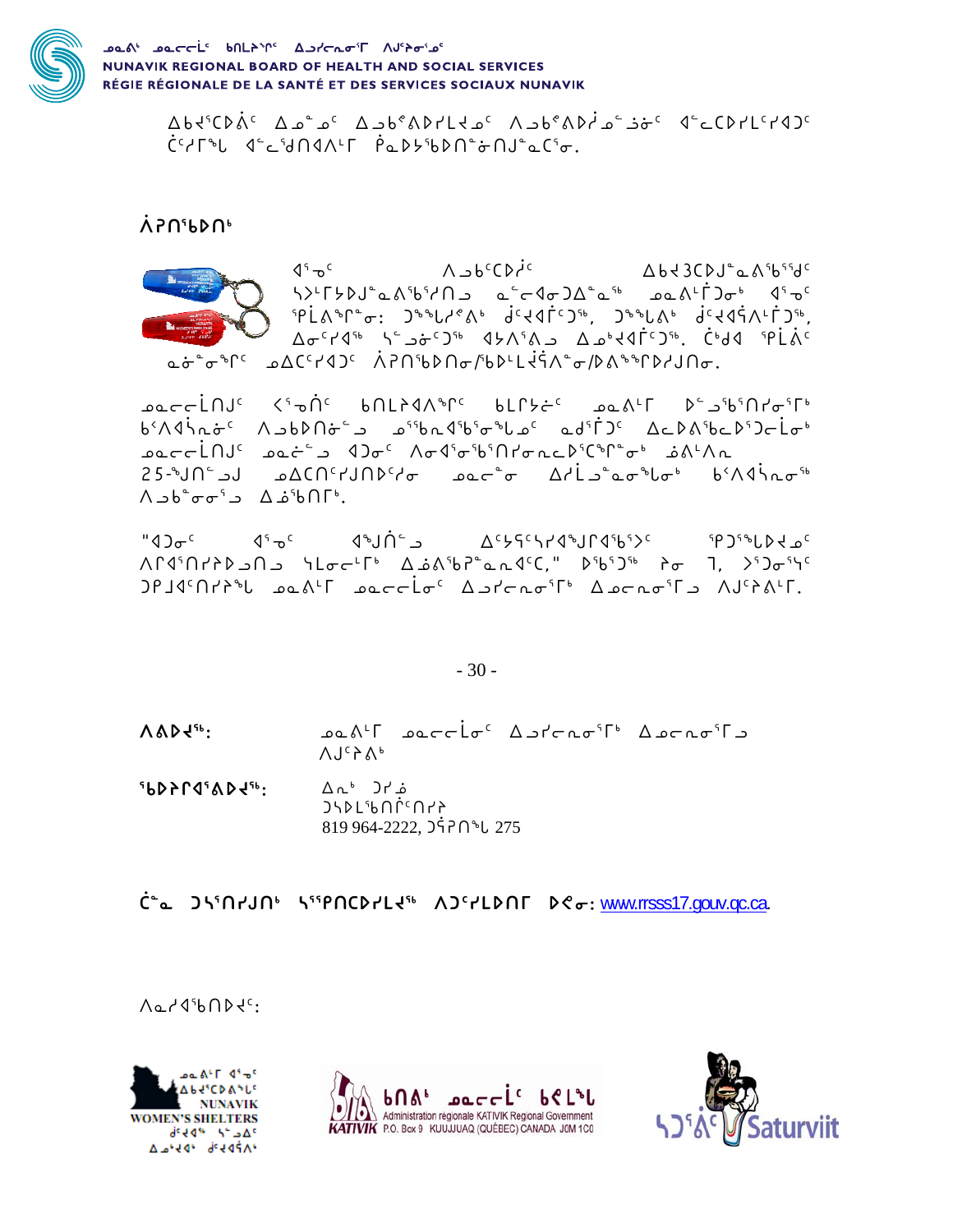ᐃᑲᔪᕐᑕᐅᕖᑦ ᐃᓅᓪᓗᑕ ᐃᓗᑲᓐᖏᐅᕐᒪᔪᓐᓂᒃ ᐱᓗᑲᓐᖏᐅᓗᓂᓪᓗᑎᒃ ᐊᓪᓚᑕᐅᕐᒪᑦᓯᐊᑐᑦ ᑖᑦᓯᒥᖓ ᐊᓪᓚᖑᑎᐊᐱᒥ ᐱᓇᐅᔭᖃᐅᑎᓐᓂᑎᒍᓇᑦᓯᓂ.

## ᐲᕆᑎᖃᐅᑎᒃ

ᐊᕐᖁᑦ ᐱᓗᑲᑦᑕᐅᔫᑦ ᐃᑲᔪᑦᑕᐅᒍᓇᕕᖃᕐᕿᒃ ᓴᐳᒥᔭᐅᒍᓇᕕᖃᕐᓯᑎᓗ ᓇᓪᓚᐊᓂᑐᐃᓇᖅ ᓄᓇᕕᒻᒥᑐᓂᒃ ᐊᕐᖁᑦ ᕿᒫᕕᒃᒥᓂ: ᑐᖕᒪᓯᕙᒃ ᑰᕐᔪᐊᒥᑦᑐᖅ, ᑐᖕᒪᕕᒃ ᑰᑦᔪᐊᖅᐱᒻᒥᑐᖅ, ᐃᓂᑦᓯᐊᖅ ᓴᓪᓗᓃᑦᑐᖅ ᐊᔭᐱᕕᓗ ᐃᓄᒃᔪᐊᒦᑦᑐᖅ. ᑖᒃᑯᐊ ᕿᒫᕖᑦ ᓇᓅᓂᖏᑦ ᓄᐃᑦᑕᓯᐊᑐᑦ ᐲᕆᑎᖃᐅᑎᓂ/ᖃᐅᒪᑦᓯᐊᕆᐊᓂ/ᐅᕕᖕᒥᐅᓯᑎᓂ.

ᓄᓇᓖᓐᓇᒥᑎᒍᑦ ᐸᕐᓇᑏᑦ ᑲᑎᒪᔨᐊᐱᖏᑦ ᑲᒪᒋᔭᓖᑦ ᓄᓇᕕᒥ ᐅᓪᓗᖃᕐᑎᓯᓂᕐᒥᒃ ᑲᐱᐊᓯᖕᓇᓃᑦ ᐱᓗᑲᐅᑎᓂᓪᓗ ᓄᕐᖃᐊᖃᕐᓂᖓᓄᑦ ᓇᑯᕐᒦᑐᑦ ᐃᓚᐅᕕᖃᐅᕐᑐᓪᓕᓂᒃ ᓄᓇᓖᓐᓇᒥᑎᒍᑦ ᓄᓈᓪᓗ ᐊᑐᓂᑦ ᐱᓂᐊᕐᓂᕐᑎᓯᓂᓚᐅᕐᑕᕐᓂᒃ ᓈᕕᒻᐱᓇ 25-ᖑᑎᓪᓗᒍ ᓄᐃᑕᑦᓯᒍᑎᐅᑦᓯᓂ ᓄᓇᓪᓇᓂ ᐃᓯᒫᓗᓐᓇᓂᕐᒪᓂᒃ ᑲᐱᐊᓯᖕᓇᓂᖅ ᐱᓗᑲᓐᓂᕐᓗ ᐃᓅᕐᑲᑎᒥᒃ.

"ᐊᑐᓂᑦ ᐊᕐᖁᑦ ᐊᖑᑏᓪᓗ ᐃᑦᔭᕋᑦᓴᔪᐊᖑᒥᐊᕐᑲᕐᐳᑦ ᕿᑐᕐᖓᐅᔪᓄᑦ ᐱᒥᐊᕐᑎᓯᔩᓗᑎᓗ ᓴᒪᓂᓪᓕᒥᒃ ᐃᓅᕕᖃᕐᓇᓇᐊᑦᑕ," ᐅᖃᕐᑐᖅ ᔩᓂ ᒣ, ᐳᕐᑐᓂᖅᓴᑦ ᑐᑭᒧᐊᑦᑎᓯᔨᖓ ᓄᓇᕕᒥ ᓄᓇᓖᓐᓂᑦ ᐃᓗᓯᓕᕆᓂᕐᒥᒃ ᐃᓅᓕᕆᓂᕐᒧ ᐱᒍᑦᔨᕕᒥ.

- 30 -

| | |
| --- | --- |
| **ᐱᕙᐅᔪᖅ:** | ᓄᓇᕕᒥ ᓄᓇᓖᓐᓂᑦ ᐃᓗᓯᓕᕆᓂᕐᒥᒃ ᐃᓅᓕᕆᓂᕐᒧ ᐱᒍᑦᔨᕕᒃ |
| **ᖃᐅᔨᒋᐊᕐᕕᐅᔪᖅ:** | ᐃᓇᒃ ᑐᓯᓅ<br>ᑐᓴᐅᒪᖃᑎᒌᑦᑎᔨ<br>819 964-2222, ᑐᕌᕆᑎᖓ 275 |

**ᑖᓇ ᑐᓴᕐᑎᓯᒍᑎᒃ ᓴᕐᕿᑎᑕᐅᓯᒪᔪᖅ ᐱᑐᑦᓯᒪᐅᑎᒥ ᐅᑲᓂ:** www.rrsss17.gouv.qc.ca.

ᐱᓇᓱᐊᖃᑎᐅᔪᑦ:

ᓄᓇᕕᒥ ᐊᕐᖁᑦ ᐃᑲᔪᕐᑕᐅᕕᒻᒥᑦ NUNAVIK WOMEN'S SHELTERS

ᑲᑎᕕᒃ ᓄᓇᓖᓐᓂᑦ ᑲᕙᒪᖓ Administration régionale KATIVIK Regional Government P.O. Box 9 KUUJJUAQ (QUÉBEC) CANADA J0M 1C0

ᓴᑐᕐᕖᑦ Saturviit